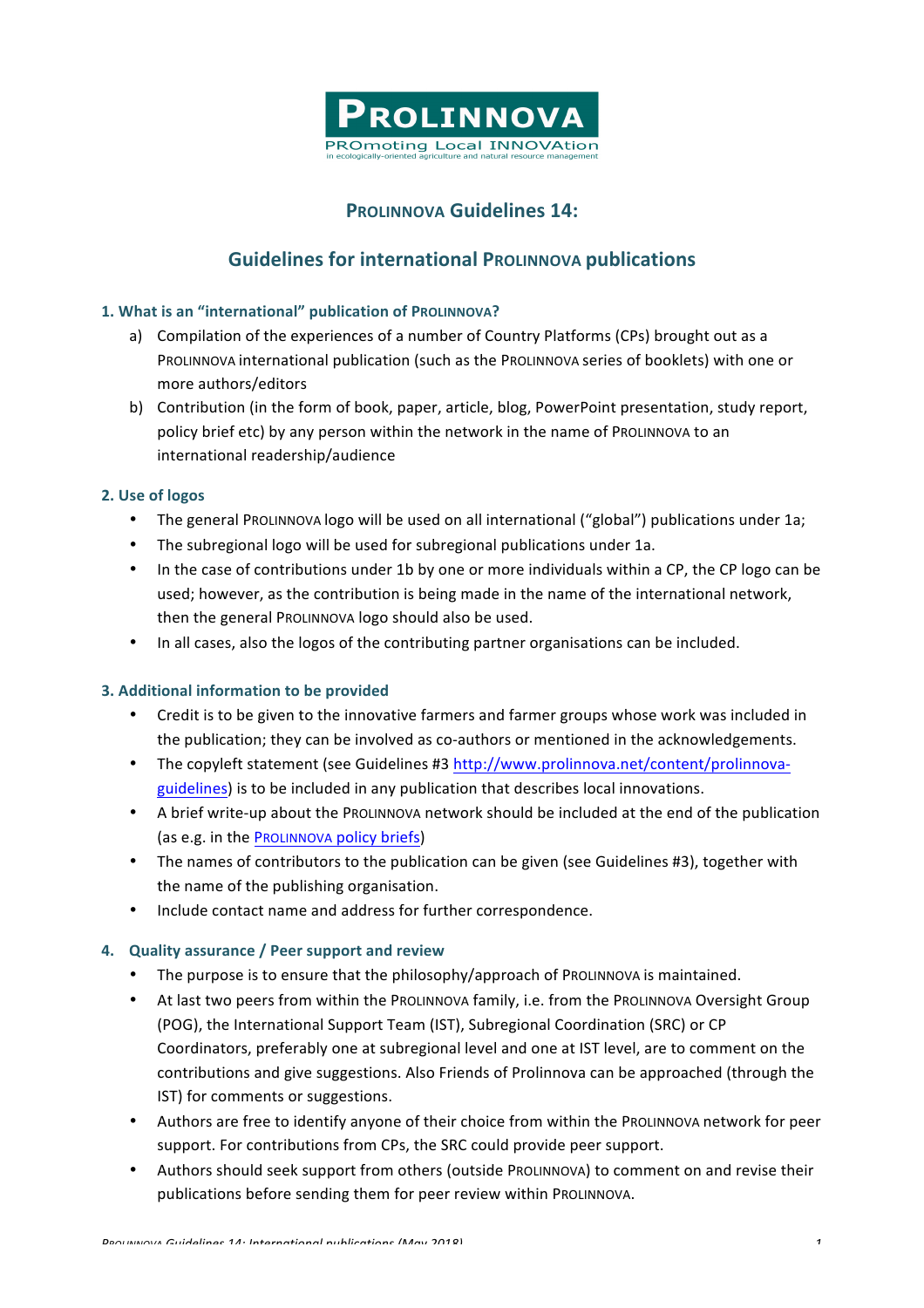PROLINNOVA

PROmoting Local INNOVAtion
in ecologically-oriented agriculture and natural resource management

# PROLINNOVA Guidelines 14:

## Guidelines for international PROLINNOVA publications

### 1. What is an "international" publication of PROLINNOVA?

a) Compilation of the experiences of a number of Country Platforms (CPs) brought out as a PROLINNOVA international publication (such as the PROLINNOVA series of booklets) with one or more authors/editors

b) Contribution (in the form of book, paper, article, blog, PowerPoint presentation, study report, policy brief etc) by any person within the network in the name of PROLINNOVA to an international readership/audience

### 2. Use of logos

- The general PROLINNOVA logo will be used on all international ("global") publications under 1a;
- The subregional logo will be used for subregional publications under 1a.
- In the case of contributions under 1b by one or more individuals within a CP, the CP logo can be used; however, as the contribution is being made in the name of the international network, then the general PROLINNOVA logo should also be used.
- In all cases, also the logos of the contributing partner organisations can be included.

### 3. Additional information to be provided

- Credit is to be given to the innovative farmers and farmer groups whose work was included in the publication; they can be involved as co-authors or mentioned in the acknowledgements.
- The copyleft statement (see Guidelines #3 http://www.prolinnova.net/content/prolinnova-guidelines) is to be included in any publication that describes local innovations.
- A brief write-up about the PROLINNOVA network should be included at the end of the publication (as e.g. in the PROLINNOVA policy briefs)
- The names of contributors to the publication can be given (see Guidelines #3), together with the name of the publishing organisation.
- Include contact name and address for further correspondence.

### 4. Quality assurance / Peer support and review

- The purpose is to ensure that the philosophy/approach of PROLINNOVA is maintained.
- At last two peers from within the PROLINNOVA family, i.e. from the PROLINNOVA Oversight Group (POG), the International Support Team (IST), Subregional Coordination (SRC) or CP Coordinators, preferably one at subregional level and one at IST level, are to comment on the contributions and give suggestions. Also Friends of Prolinnova can be approached (through the IST) for comments or suggestions.
- Authors are free to identify anyone of their choice from within the PROLINNOVA network for peer support. For contributions from CPs, the SRC could provide peer support.
- Authors should seek support from others (outside PROLINNOVA) to comment on and revise their publications before sending them for peer review within PROLINNOVA.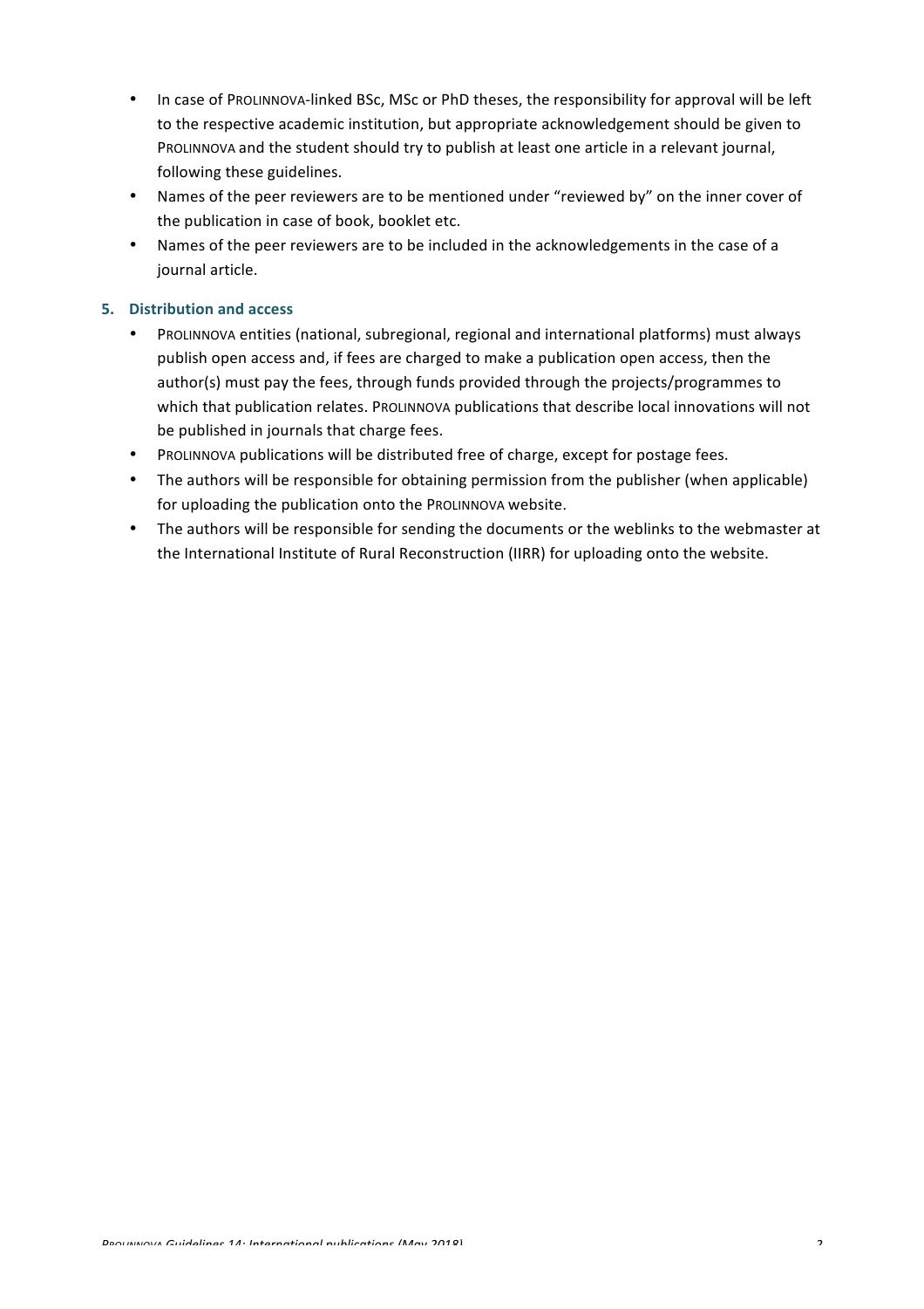- In case of PROLINNOVA-linked BSc, MSc or PhD theses, the responsibility for approval will be left to the respective academic institution, but appropriate acknowledgement should be given to PROLINNOVA and the student should try to publish at least one article in a relevant journal, following these guidelines.
- Names of the peer reviewers are to be mentioned under "reviewed by" on the inner cover of the publication in case of book, booklet etc.
- Names of the peer reviewers are to be included in the acknowledgements in the case of a journal article.

### 5. Distribution and access

- PROLINNOVA entities (national, subregional, regional and international platforms) must always publish open access and, if fees are charged to make a publication open access, then the author(s) must pay the fees, through funds provided through the projects/programmes to which that publication relates. PROLINNOVA publications that describe local innovations will not be published in journals that charge fees.
- PROLINNOVA publications will be distributed free of charge, except for postage fees.
- The authors will be responsible for obtaining permission from the publisher (when applicable) for uploading the publication onto the PROLINNOVA website.
- The authors will be responsible for sending the documents or the weblinks to the webmaster at the International Institute of Rural Reconstruction (IIRR) for uploading onto the website.